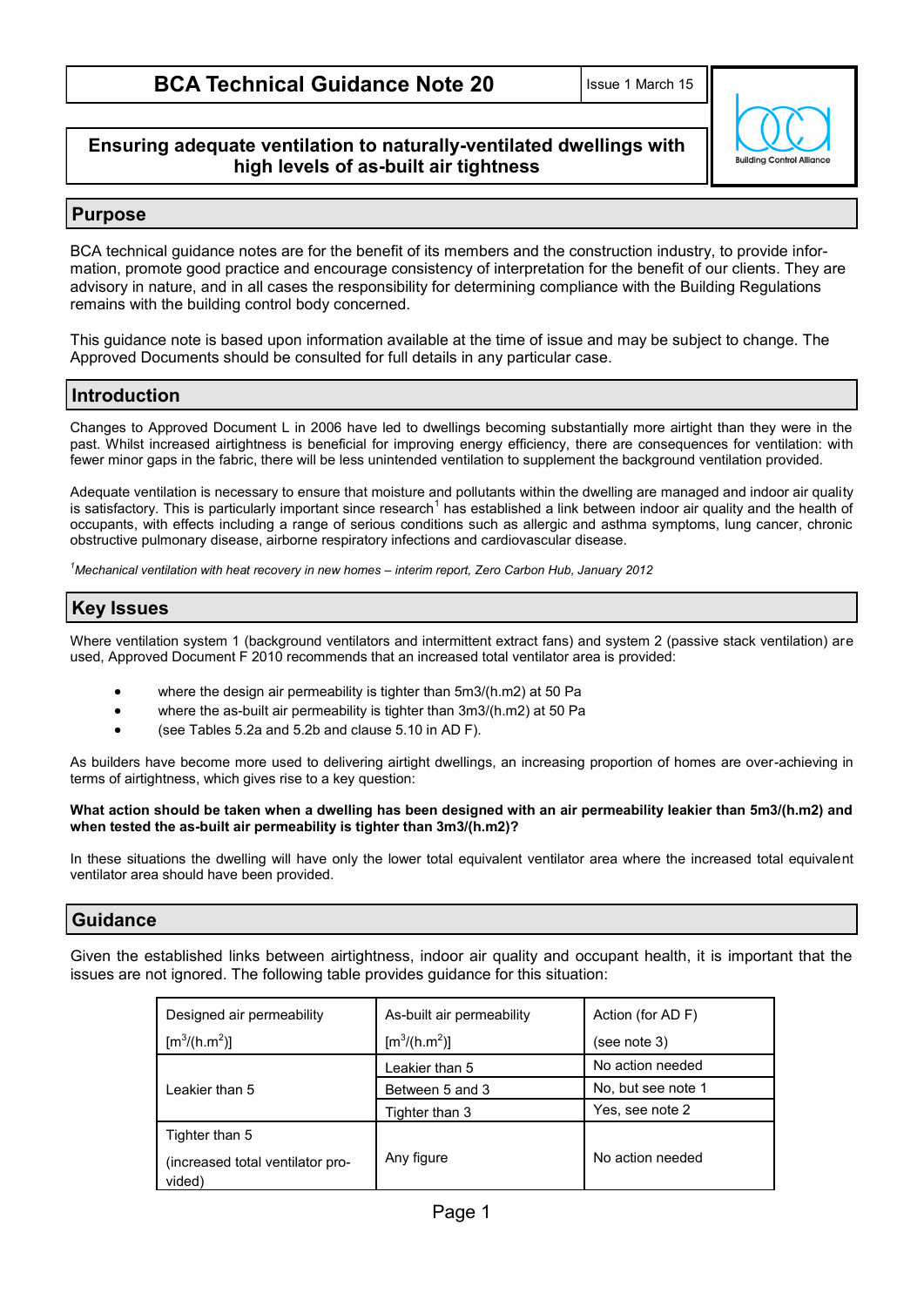# BCA Technical Guidance Note 20

Issue 1 March 15

## Ensuring adequate ventilation to naturally-ventilated dwellings with high levels of as-built air tightness

## Purpose

BCA technical guidance notes are for the benefit of its members and the construction industry, to provide information, promote good practice and encourage consistency of interpretation for the benefit of our clients. They are advisory in nature, and in all cases the responsibility for determining compliance with the Building Regulations remains with the building control body concerned.

This guidance note is based upon information available at the time of issue and may be subject to change. The Approved Documents should be consulted for full details in any particular case.

## Introduction

Changes to Approved Document L in 2006 have led to dwellings becoming substantially more airtight than they were in the past. Whilst increased airtightness is beneficial for improving energy efficiency, there are consequences for ventilation: with fewer minor gaps in the fabric, there will be less unintended ventilation to supplement the background ventilation provided.

Adequate ventilation is necessary to ensure that moisture and pollutants within the dwelling are managed and indoor air quality is satisfactory. This is particularly important since research[1] has established a link between indoor air quality and the health of occupants, with effects including a range of serious conditions such as allergic and asthma symptoms, lung cancer, chronic obstructive pulmonary disease, airborne respiratory infections and cardiovascular disease.

[1]*Mechanical ventilation with heat recovery in new homes – interim report, Zero Carbon Hub, January 2012*

## Key Issues

Where ventilation system 1 (background ventilators and intermittent extract fans) and system 2 (passive stack ventilation) are used, Approved Document F 2010 recommends that an increased total ventilator area is provided:

- where the design air permeability is tighter than 5m3/(h.m2) at 50 Pa
- where the as-built air permeability is tighter than 3m3/(h.m2) at 50 Pa
- (see Tables 5.2a and 5.2b and clause 5.10 in AD F).

As builders have become more used to delivering airtight dwellings, an increasing proportion of homes are over-achieving in terms of airtightness, which gives rise to a key question:

**What action should be taken when a dwelling has been designed with an air permeability leakier than 5m3/(h.m2) and when tested the as-built air permeability is tighter than 3m3/(h.m2)?**

In these situations the dwelling will have only the lower total equivalent ventilator area where the increased total equivalent ventilator area should have been provided.

## Guidance

Given the established links between airtightness, indoor air quality and occupant health, it is important that the issues are not ignored. The following table provides guidance for this situation:

| Designed air permeability [$m^3/(h.m^2)$] | As-built air permeability [$m^3/(h.m^2)$] | Action (for AD F) (see note 3) |
|---|---|---|
| Leakier than 5 | Leakier than 5 | No action needed |
| | Between 5 and 3 | No, but see note 1 |
| | Tighter than 3 | Yes, see note 2 |
| Tighter than 5 (increased total ventilator provided) | Any figure | No action needed |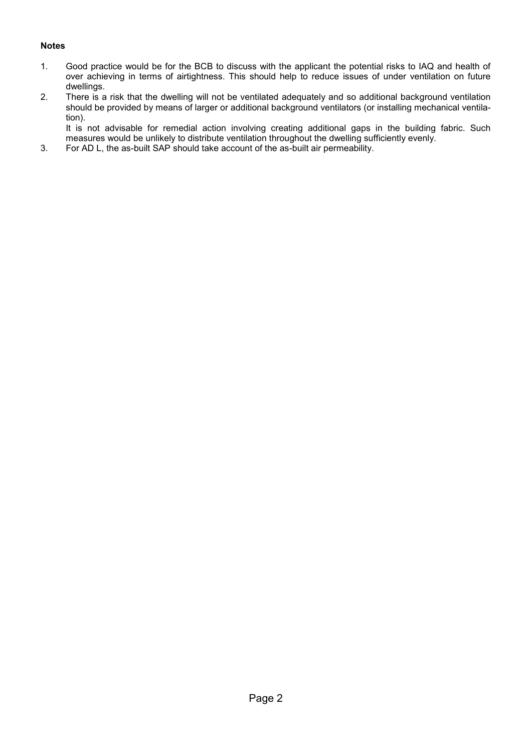**Notes**

1. Good practice would be for the BCB to discuss with the applicant the potential risks to IAQ and health of over achieving in terms of airtightness. This should help to reduce issues of under ventilation on future dwellings.
2. There is a risk that the dwelling will not be ventilated adequately and so additional background ventilation should be provided by means of larger or additional background ventilators (or installing mechanical ventilation).

   It is not advisable for remedial action involving creating additional gaps in the building fabric. Such measures would be unlikely to distribute ventilation throughout the dwelling sufficiently evenly.
3. For AD L, the as-built SAP should take account of the as-built air permeability.